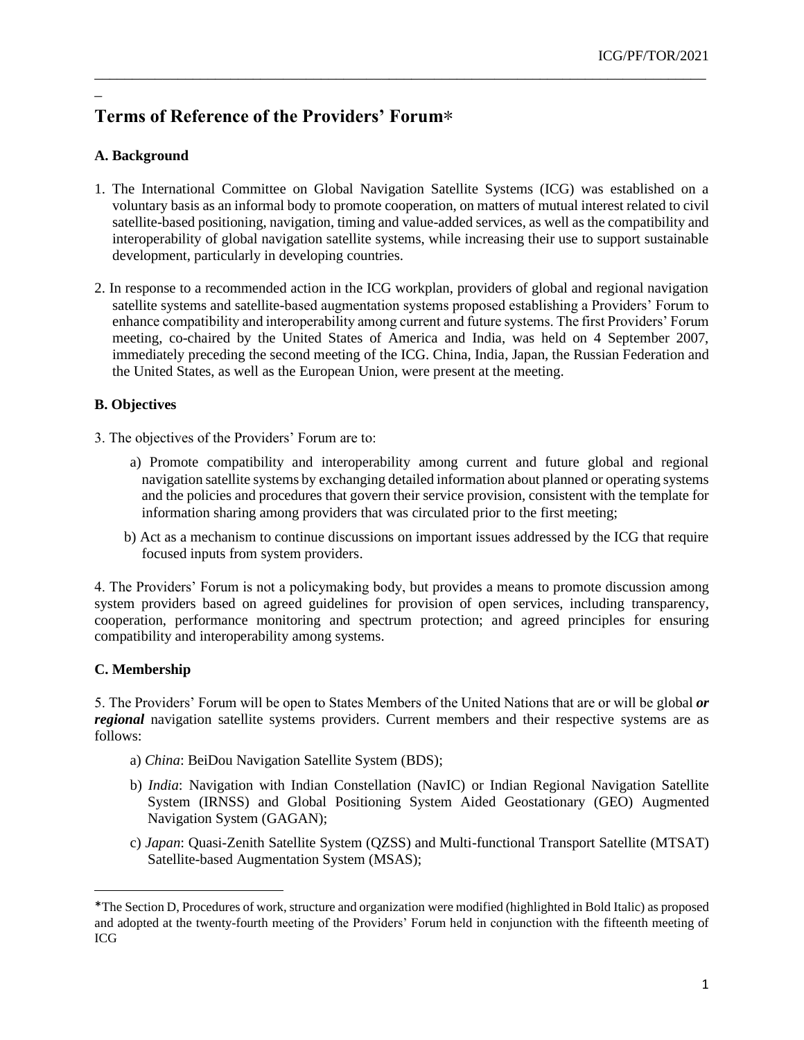# Terms of Reference of the Providers' Forum*

## A. Background

1. The International Committee on Global Navigation Satellite Systems (ICG) was established on a voluntary basis as an informal body to promote cooperation, on matters of mutual interest related to civil satellite-based positioning, navigation, timing and value-added services, as well as the compatibility and interoperability of global navigation satellite systems, while increasing their use to support sustainable development, particularly in developing countries.

2. In response to a recommended action in the ICG workplan, providers of global and regional navigation satellite systems and satellite-based augmentation systems proposed establishing a Providers' Forum to enhance compatibility and interoperability among current and future systems. The first Providers' Forum meeting, co-chaired by the United States of America and India, was held on 4 September 2007, immediately preceding the second meeting of the ICG. China, India, Japan, the Russian Federation and the United States, as well as the European Union, were present at the meeting.

## B. Objectives

3. The objectives of the Providers' Forum are to:

   a) Promote compatibility and interoperability among current and future global and regional navigation satellite systems by exchanging detailed information about planned or operating systems and the policies and procedures that govern their service provision, consistent with the template for information sharing among providers that was circulated prior to the first meeting;

   b) Act as a mechanism to continue discussions on important issues addressed by the ICG that require focused inputs from system providers.

4. The Providers' Forum is not a policymaking body, but provides a means to promote discussion among system providers based on agreed guidelines for provision of open services, including transparency, cooperation, performance monitoring and spectrum protection; and agreed principles for ensuring compatibility and interoperability among systems.

## C. Membership

5. The Providers' Forum will be open to States Members of the United Nations that are or will be global ***or regional*** navigation satellite systems providers. Current members and their respective systems are as follows:

   a) *China*: BeiDou Navigation Satellite System (BDS);

   b) *India*: Navigation with Indian Constellation (NavIC) or Indian Regional Navigation Satellite System (IRNSS) and Global Positioning System Aided Geostationary (GEO) Augmented Navigation System (GAGAN);

   c) *Japan*: Quasi-Zenith Satellite System (QZSS) and Multi-functional Transport Satellite (MTSAT) Satellite-based Augmentation System (MSAS);

---

*The Section D, Procedures of work, structure and organization were modified (highlighted in Bold Italic) as proposed and adopted at the twenty-fourth meeting of the Providers' Forum held in conjunction with the fifteenth meeting of ICG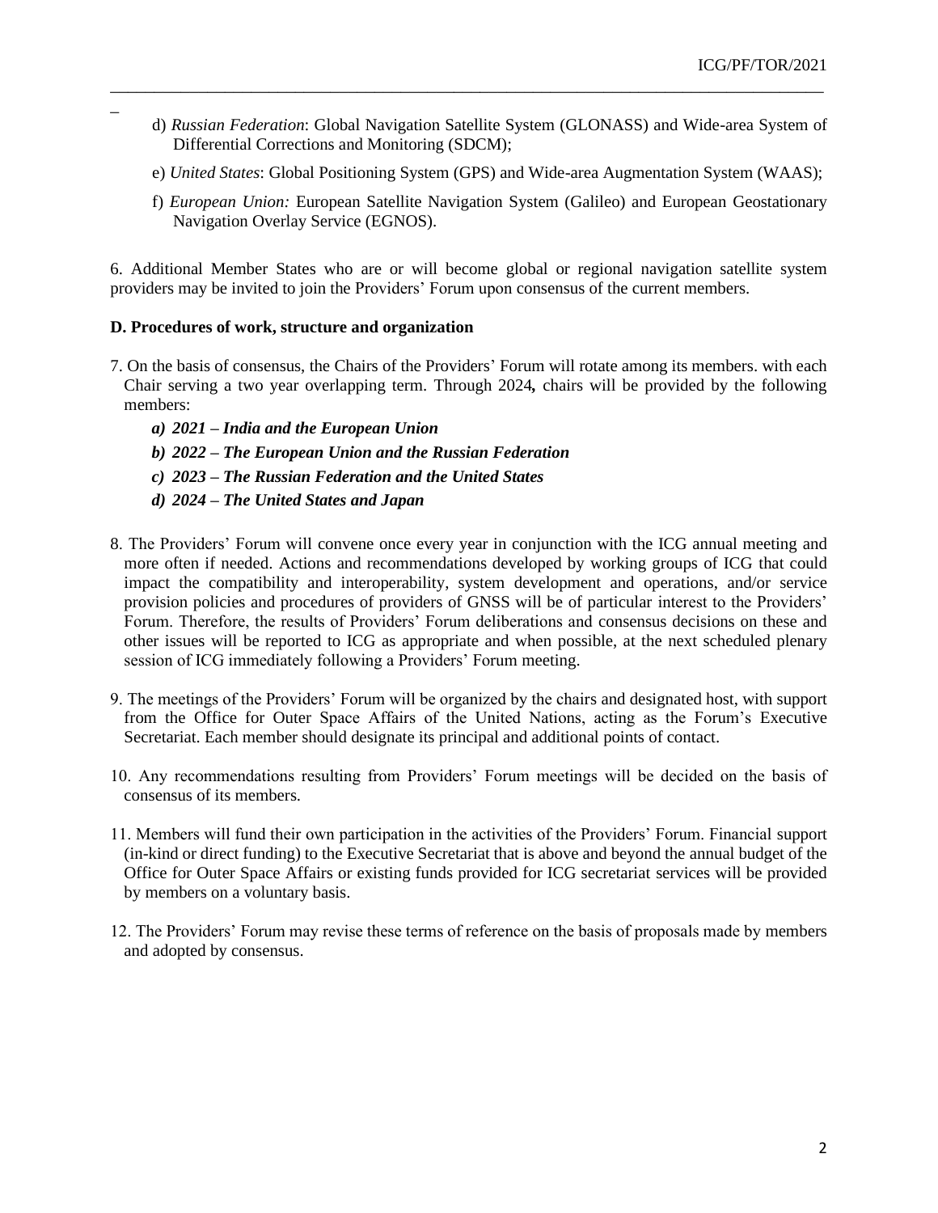d) *Russian Federation*: Global Navigation Satellite System (GLONASS) and Wide-area System of Differential Corrections and Monitoring (SDCM);

e) *United States*: Global Positioning System (GPS) and Wide-area Augmentation System (WAAS);

f) *European Union:* European Satellite Navigation System (Galileo) and European Geostationary Navigation Overlay Service (EGNOS).

6. Additional Member States who are or will become global or regional navigation satellite system providers may be invited to join the Providers' Forum upon consensus of the current members.

**D. Procedures of work, structure and organization**

7. On the basis of consensus, the Chairs of the Providers' Forum will rotate among its members. with each Chair serving a two year overlapping term. Through 2024**,** chairs will be provided by the following members:

   ***a) 2021 – India and the European Union***

   ***b) 2022 – The European Union and the Russian Federation***

   ***c) 2023 – The Russian Federation and the United States***

   ***d) 2024 – The United States and Japan***

8. The Providers' Forum will convene once every year in conjunction with the ICG annual meeting and more often if needed. Actions and recommendations developed by working groups of ICG that could impact the compatibility and interoperability, system development and operations, and/or service provision policies and procedures of providers of GNSS will be of particular interest to the Providers' Forum. Therefore, the results of Providers' Forum deliberations and consensus decisions on these and other issues will be reported to ICG as appropriate and when possible, at the next scheduled plenary session of ICG immediately following a Providers' Forum meeting.

9. The meetings of the Providers' Forum will be organized by the chairs and designated host, with support from the Office for Outer Space Affairs of the United Nations, acting as the Forum's Executive Secretariat. Each member should designate its principal and additional points of contact.

10. Any recommendations resulting from Providers' Forum meetings will be decided on the basis of consensus of its members.

11. Members will fund their own participation in the activities of the Providers' Forum. Financial support (in-kind or direct funding) to the Executive Secretariat that is above and beyond the annual budget of the Office for Outer Space Affairs or existing funds provided for ICG secretariat services will be provided by members on a voluntary basis.

12. The Providers' Forum may revise these terms of reference on the basis of proposals made by members and adopted by consensus.